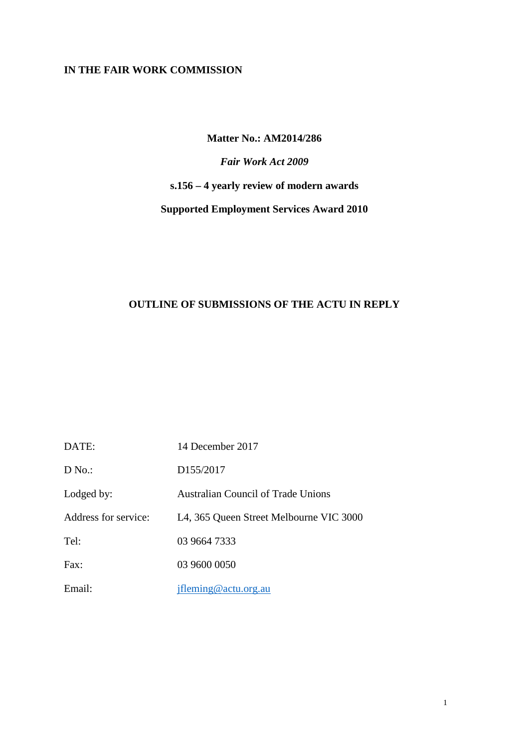**IN THE FAIR WORK COMMISSION**

**Matter No.: AM2014/286**

***Fair Work Act 2009***

**s.156 – 4 yearly review of modern awards**

**Supported Employment Services Award 2010**

**OUTLINE OF SUBMISSIONS OF THE ACTU IN REPLY**

| | |
|---|---|
| DATE: | 14 December 2017 |
| D No.: | D155/2017 |
| Lodged by: | Australian Council of Trade Unions |
| Address for service: | L4, 365 Queen Street Melbourne VIC 3000 |
| Tel: | 03 9664 7333 |
| Fax: | 03 9600 0050 |
| Email: | jfleming@actu.org.au |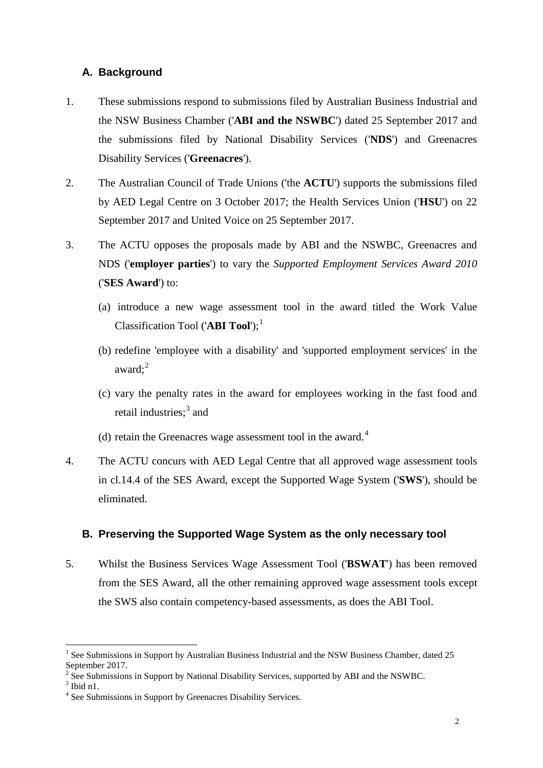## A. Background

1. These submissions respond to submissions filed by Australian Business Industrial and the NSW Business Chamber ('**ABI and the NSWBC**') dated 25 September 2017 and the submissions filed by National Disability Services ('**NDS**') and Greenacres Disability Services ('**Greenacres**').

2. The Australian Council of Trade Unions ('the **ACTU**') supports the submissions filed by AED Legal Centre on 3 October 2017; the Health Services Union ('**HSU**') on 22 September 2017 and United Voice on 25 September 2017.

3. The ACTU opposes the proposals made by ABI and the NSWBC, Greenacres and NDS ('**employer parties**') to vary the *Supported Employment Services Award 2010* ('**SES Award**') to:

   (a) introduce a new wage assessment tool in the award titled the Work Value Classification Tool ('**ABI Tool**');[1]

   (b) redefine 'employee with a disability' and 'supported employment services' in the award;[2]

   (c) vary the penalty rates in the award for employees working in the fast food and retail industries;[3] and

   (d) retain the Greenacres wage assessment tool in the award.[4]

4. The ACTU concurs with AED Legal Centre that all approved wage assessment tools in cl.14.4 of the SES Award, except the Supported Wage System ('**SWS**'), should be eliminated.

## B. Preserving the Supported Wage System as the only necessary tool

5. Whilst the Business Services Wage Assessment Tool ('**BSWAT**') has been removed from the SES Award, all the other remaining approved wage assessment tools except the SWS also contain competency-based assessments, as does the ABI Tool.

---

[1] See Submissions in Support by Australian Business Industrial and the NSW Business Chamber, dated 25 September 2017.

[2] See Submissions in Support by National Disability Services, supported by ABI and the NSWBC.

[3] Ibid n1.

[4] See Submissions in Support by Greenacres Disability Services.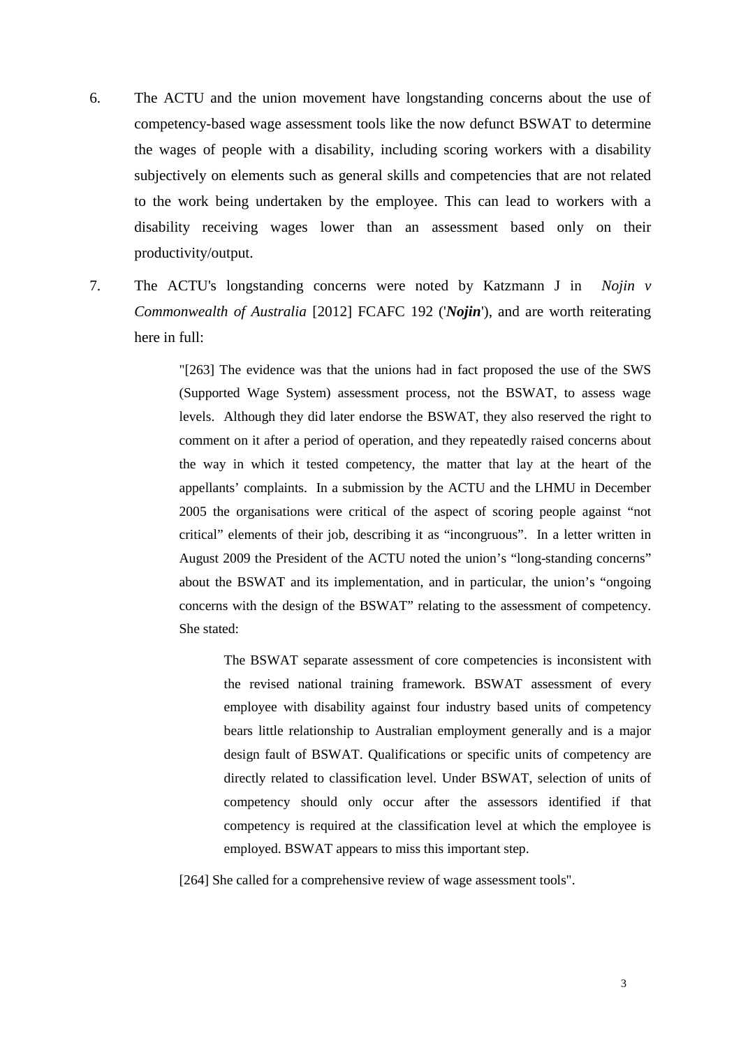6. The ACTU and the union movement have longstanding concerns about the use of competency-based wage assessment tools like the now defunct BSWAT to determine the wages of people with a disability, including scoring workers with a disability subjectively on elements such as general skills and competencies that are not related to the work being undertaken by the employee. This can lead to workers with a disability receiving wages lower than an assessment based only on their productivity/output.

7. The ACTU's longstanding concerns were noted by Katzmann J in *Nojin v Commonwealth of Australia* [2012] FCAFC 192 ('***Nojin***'), and are worth reiterating here in full:

> "[263] The evidence was that the unions had in fact proposed the use of the SWS (Supported Wage System) assessment process, not the BSWAT, to assess wage levels. Although they did later endorse the BSWAT, they also reserved the right to comment on it after a period of operation, and they repeatedly raised concerns about the way in which it tested competency, the matter that lay at the heart of the appellants' complaints. In a submission by the ACTU and the LHMU in December 2005 the organisations were critical of the aspect of scoring people against "not critical" elements of their job, describing it as "incongruous". In a letter written in August 2009 the President of the ACTU noted the union's "long-standing concerns" about the BSWAT and its implementation, and in particular, the union's "ongoing concerns with the design of the BSWAT" relating to the assessment of competency. She stated:
>
> > The BSWAT separate assessment of core competencies is inconsistent with the revised national training framework. BSWAT assessment of every employee with disability against four industry based units of competency bears little relationship to Australian employment generally and is a major design fault of BSWAT. Qualifications or specific units of competency are directly related to classification level. Under BSWAT, selection of units of competency should only occur after the assessors identified if that competency is required at the classification level at which the employee is employed. BSWAT appears to miss this important step.
>
> [264] She called for a comprehensive review of wage assessment tools".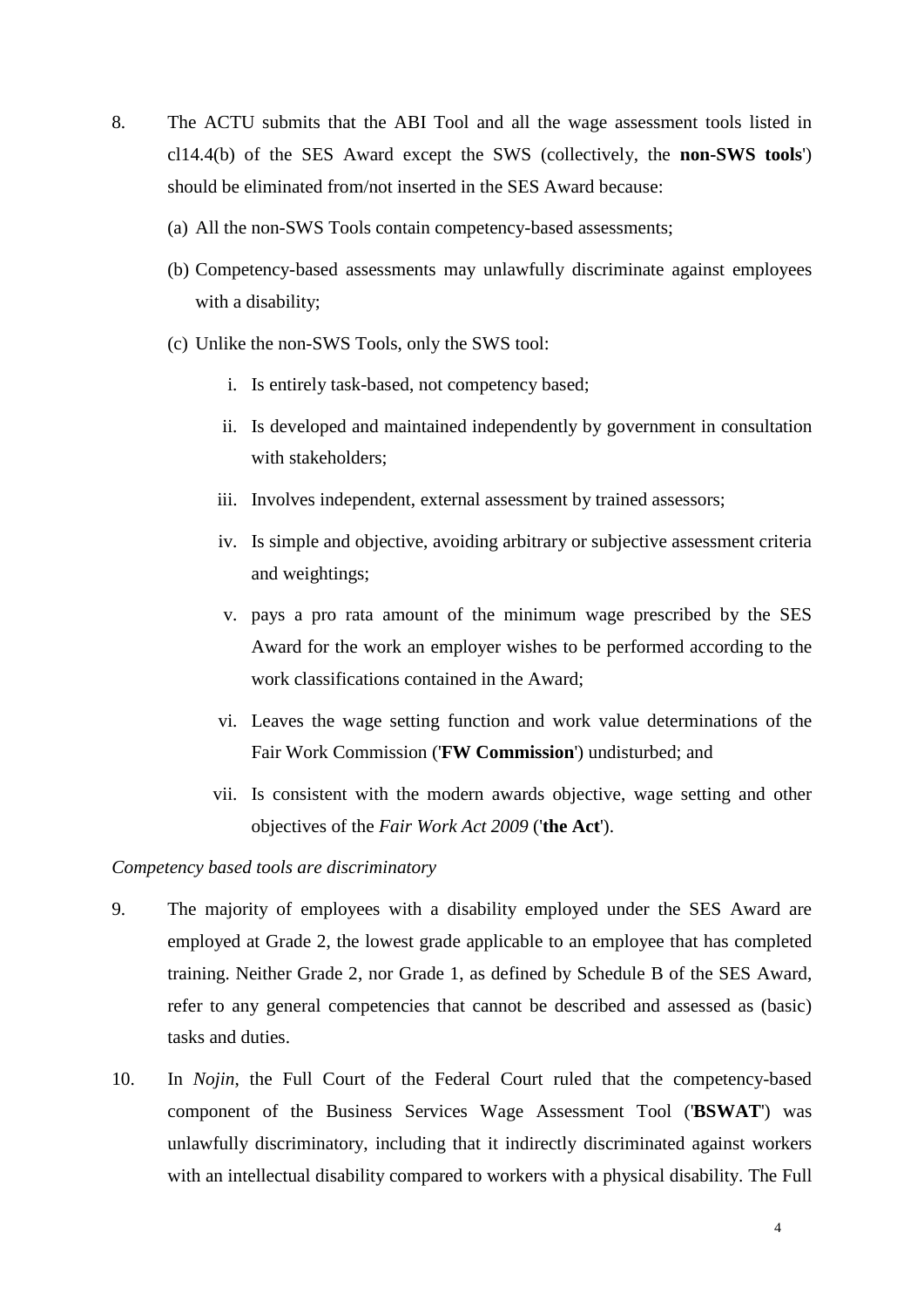8. The ACTU submits that the ABI Tool and all the wage assessment tools listed in cl14.4(b) of the SES Award except the SWS (collectively, the **non-SWS tools**') should be eliminated from/not inserted in the SES Award because:

   (a) All the non-SWS Tools contain competency-based assessments;

   (b) Competency-based assessments may unlawfully discriminate against employees with a disability;

   (c) Unlike the non-SWS Tools, only the SWS tool:

      i. Is entirely task-based, not competency based;

      ii. Is developed and maintained independently by government in consultation with stakeholders;

      iii. Involves independent, external assessment by trained assessors;

      iv. Is simple and objective, avoiding arbitrary or subjective assessment criteria and weightings;

      v. pays a pro rata amount of the minimum wage prescribed by the SES Award for the work an employer wishes to be performed according to the work classifications contained in the Award;

      vi. Leaves the wage setting function and work value determinations of the Fair Work Commission ('**FW Commission**') undisturbed; and

      vii. Is consistent with the modern awards objective, wage setting and other objectives of the *Fair Work Act 2009* ('**the Act**').

*Competency based tools are discriminatory*

9. The majority of employees with a disability employed under the SES Award are employed at Grade 2, the lowest grade applicable to an employee that has completed training. Neither Grade 2, nor Grade 1, as defined by Schedule B of the SES Award, refer to any general competencies that cannot be described and assessed as (basic) tasks and duties.

10. In *Nojin*, the Full Court of the Federal Court ruled that the competency-based component of the Business Services Wage Assessment Tool ('**BSWAT**') was unlawfully discriminatory, including that it indirectly discriminated against workers with an intellectual disability compared to workers with a physical disability. The Full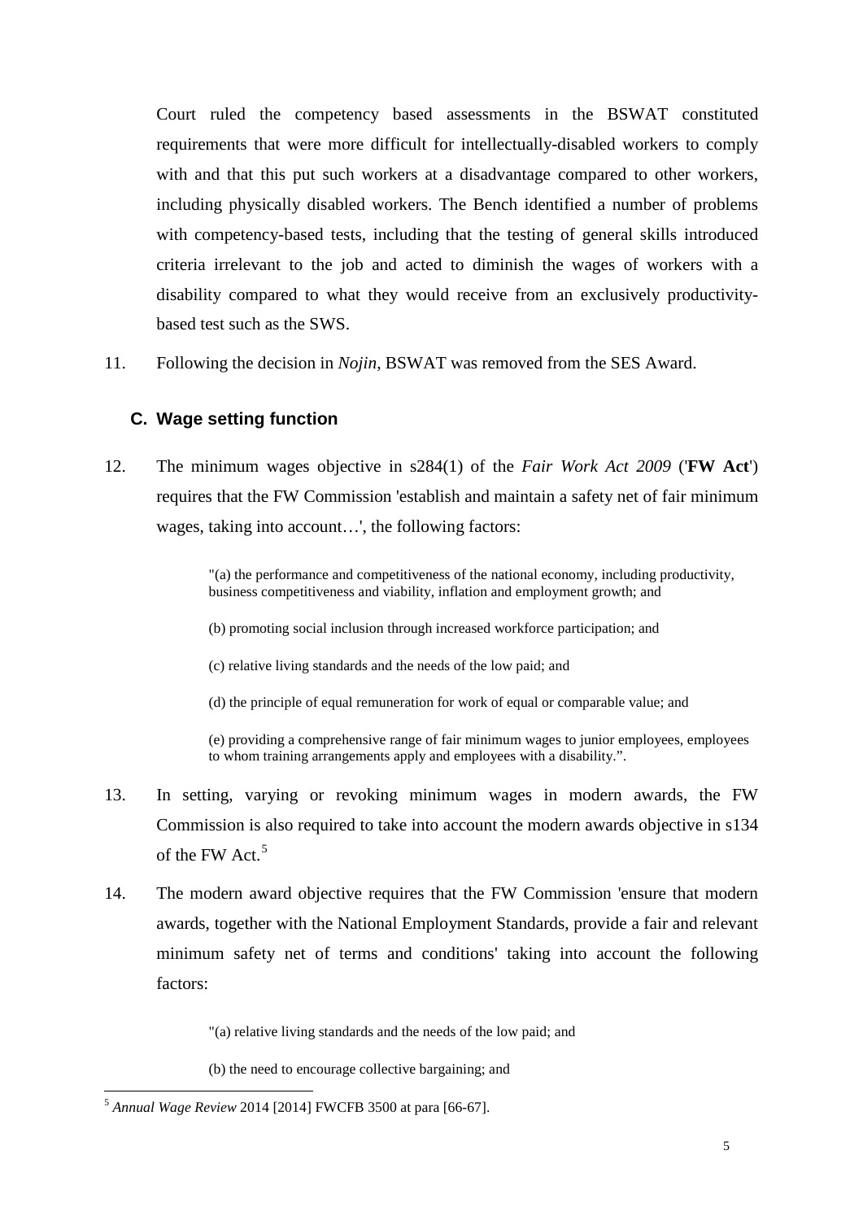Court ruled the competency based assessments in the BSWAT constituted requirements that were more difficult for intellectually-disabled workers to comply with and that this put such workers at a disadvantage compared to other workers, including physically disabled workers. The Bench identified a number of problems with competency-based tests, including that the testing of general skills introduced criteria irrelevant to the job and acted to diminish the wages of workers with a disability compared to what they would receive from an exclusively productivity-based test such as the SWS.

11. Following the decision in *Nojin*, BSWAT was removed from the SES Award.

### C. Wage setting function

12. The minimum wages objective in s284(1) of the *Fair Work Act 2009* ('**FW Act**') requires that the FW Commission 'establish and maintain a safety net of fair minimum wages, taking into account…', the following factors:

> "(a) the performance and competitiveness of the national economy, including productivity, business competitiveness and viability, inflation and employment growth; and
>
> (b) promoting social inclusion through increased workforce participation; and
>
> (c) relative living standards and the needs of the low paid; and
>
> (d) the principle of equal remuneration for work of equal or comparable value; and
>
> (e) providing a comprehensive range of fair minimum wages to junior employees, employees to whom training arrangements apply and employees with a disability.".

13. In setting, varying or revoking minimum wages in modern awards, the FW Commission is also required to take into account the modern awards objective in s134 of the FW Act.[5]

14. The modern award objective requires that the FW Commission 'ensure that modern awards, together with the National Employment Standards, provide a fair and relevant minimum safety net of terms and conditions' taking into account the following factors:

> "(a) relative living standards and the needs of the low paid; and
>
> (b) the need to encourage collective bargaining; and

---

[5] *Annual Wage Review* 2014 [2014] FWCFB 3500 at para [66-67].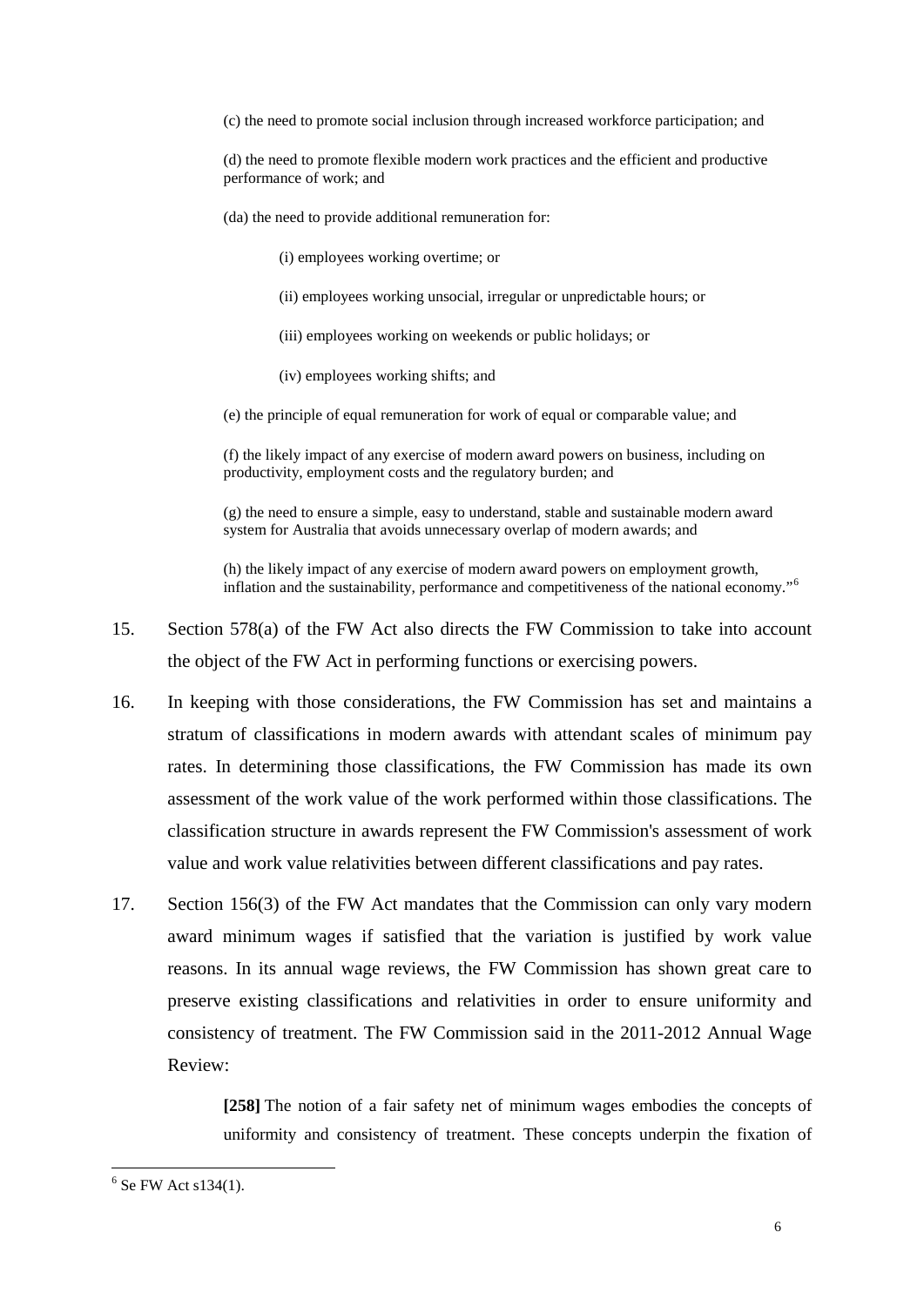> (c) the need to promote social inclusion through increased workforce participation; and
>
> (d) the need to promote flexible modern work practices and the efficient and productive performance of work; and
>
> (da) the need to provide additional remuneration for:
>
> > (i) employees working overtime; or
> >
> > (ii) employees working unsocial, irregular or unpredictable hours; or
> >
> > (iii) employees working on weekends or public holidays; or
> >
> > (iv) employees working shifts; and
>
> (e) the principle of equal remuneration for work of equal or comparable value; and
>
> (f) the likely impact of any exercise of modern award powers on business, including on productivity, employment costs and the regulatory burden; and
>
> (g) the need to ensure a simple, easy to understand, stable and sustainable modern award system for Australia that avoids unnecessary overlap of modern awards; and
>
> (h) the likely impact of any exercise of modern award powers on employment growth, inflation and the sustainability, performance and competitiveness of the national economy."[6]

15. Section 578(a) of the FW Act also directs the FW Commission to take into account the object of the FW Act in performing functions or exercising powers.

16. In keeping with those considerations, the FW Commission has set and maintains a stratum of classifications in modern awards with attendant scales of minimum pay rates. In determining those classifications, the FW Commission has made its own assessment of the work value of the work performed within those classifications. The classification structure in awards represent the FW Commission's assessment of work value and work value relativities between different classifications and pay rates.

17. Section 156(3) of the FW Act mandates that the Commission can only vary modern award minimum wages if satisfied that the variation is justified by work value reasons. In its annual wage reviews, the FW Commission has shown great care to preserve existing classifications and relativities in order to ensure uniformity and consistency of treatment. The FW Commission said in the 2011-2012 Annual Wage Review:

> **[258]** The notion of a fair safety net of minimum wages embodies the concepts of uniformity and consistency of treatment. These concepts underpin the fixation of

---

[6] Se FW Act s134(1).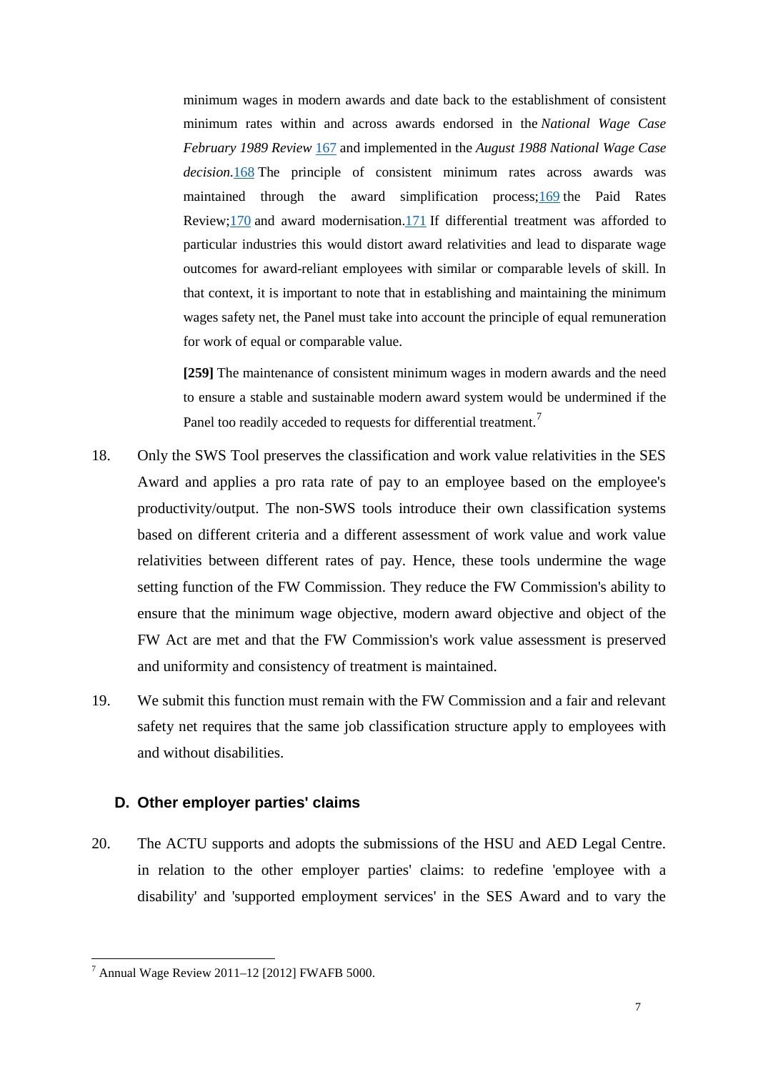> minimum wages in modern awards and date back to the establishment of consistent minimum rates within and across awards endorsed in the *National Wage Case February 1989 Review* 167 and implemented in the *August 1988 National Wage Case decision*.168 The principle of consistent minimum rates across awards was maintained through the award simplification process;169 the Paid Rates Review;170 and award modernisation.171 If differential treatment was afforded to particular industries this would distort award relativities and lead to disparate wage outcomes for award-reliant employees with similar or comparable levels of skill. In that context, it is important to note that in establishing and maintaining the minimum wages safety net, the Panel must take into account the principle of equal remuneration for work of equal or comparable value.
>
> **[259]** The maintenance of consistent minimum wages in modern awards and the need to ensure a stable and sustainable modern award system would be undermined if the Panel too readily acceded to requests for differential treatment.[7]

18. Only the SWS Tool preserves the classification and work value relativities in the SES Award and applies a pro rata rate of pay to an employee based on the employee's productivity/output. The non-SWS tools introduce their own classification systems based on different criteria and a different assessment of work value and work value relativities between different rates of pay. Hence, these tools undermine the wage setting function of the FW Commission. They reduce the FW Commission's ability to ensure that the minimum wage objective, modern award objective and object of the FW Act are met and that the FW Commission's work value assessment is preserved and uniformity and consistency of treatment is maintained.

19. We submit this function must remain with the FW Commission and a fair and relevant safety net requires that the same job classification structure apply to employees with and without disabilities.

### D. Other employer parties' claims

20. The ACTU supports and adopts the submissions of the HSU and AED Legal Centre. in relation to the other employer parties' claims: to redefine 'employee with a disability' and 'supported employment services' in the SES Award and to vary the

---

[7] Annual Wage Review 2011–12 [2012] FWAFB 5000.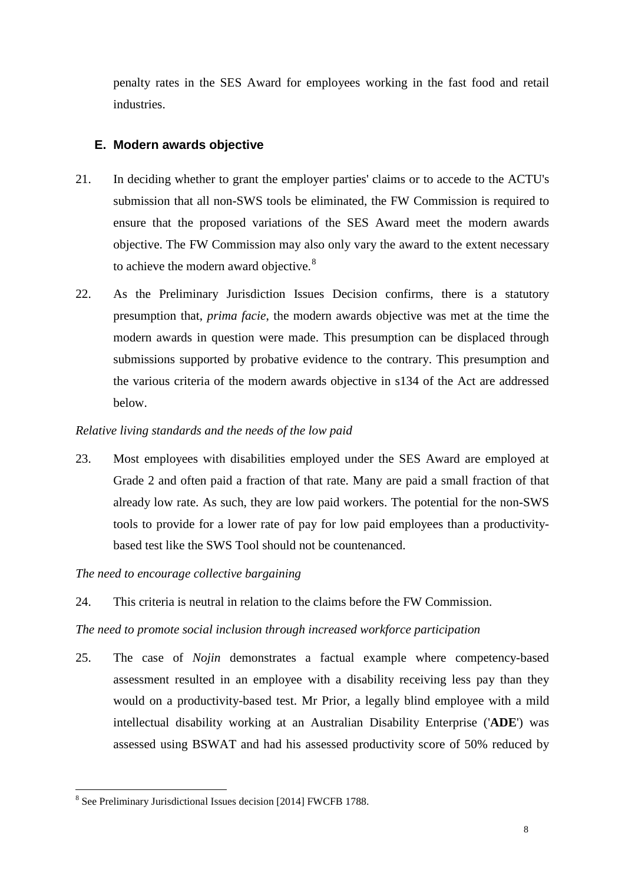penalty rates in the SES Award for employees working in the fast food and retail industries.

### E. Modern awards objective

21. In deciding whether to grant the employer parties' claims or to accede to the ACTU's submission that all non-SWS tools be eliminated, the FW Commission is required to ensure that the proposed variations of the SES Award meet the modern awards objective. The FW Commission may also only vary the award to the extent necessary to achieve the modern award objective.[8]

22. As the Preliminary Jurisdiction Issues Decision confirms, there is a statutory presumption that, *prima facie*, the modern awards objective was met at the time the modern awards in question were made. This presumption can be displaced through submissions supported by probative evidence to the contrary. This presumption and the various criteria of the modern awards objective in s134 of the Act are addressed below.

*Relative living standards and the needs of the low paid*

23. Most employees with disabilities employed under the SES Award are employed at Grade 2 and often paid a fraction of that rate. Many are paid a small fraction of that already low rate. As such, they are low paid workers. The potential for the non-SWS tools to provide for a lower rate of pay for low paid employees than a productivity-based test like the SWS Tool should not be countenanced.

*The need to encourage collective bargaining*

24. This criteria is neutral in relation to the claims before the FW Commission.

*The need to promote social inclusion through increased workforce participation*

25. The case of *Nojin* demonstrates a factual example where competency-based assessment resulted in an employee with a disability receiving less pay than they would on a productivity-based test. Mr Prior, a legally blind employee with a mild intellectual disability working at an Australian Disability Enterprise ('**ADE**') was assessed using BSWAT and had his assessed productivity score of 50% reduced by

---

[8] See Preliminary Jurisdictional Issues decision [2014] FWCFB 1788.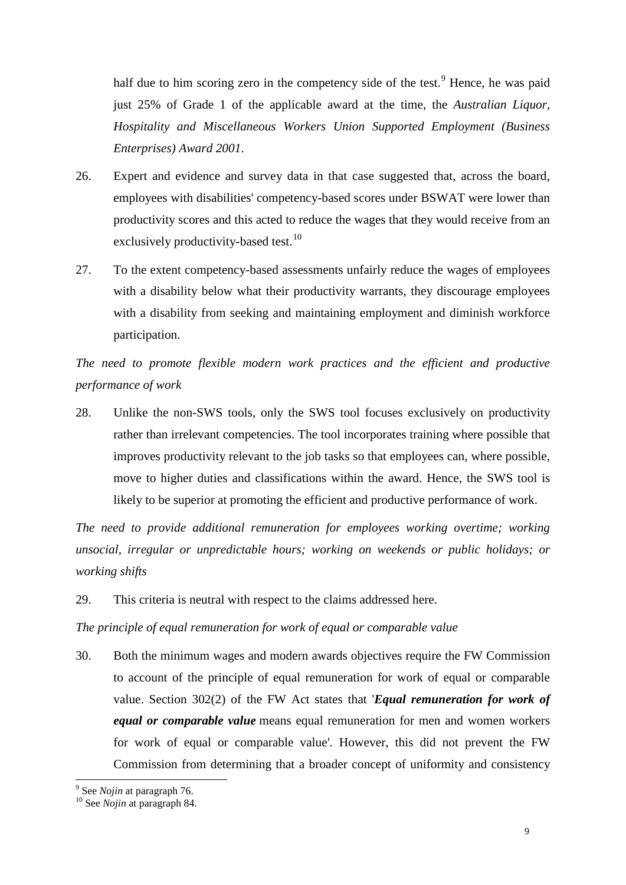half due to him scoring zero in the competency side of the test.[9] Hence, he was paid just 25% of Grade 1 of the applicable award at the time, the *Australian Liquor, Hospitality and Miscellaneous Workers Union Supported Employment (Business Enterprises) Award 2001*.

26. Expert and evidence and survey data in that case suggested that, across the board, employees with disabilities' competency-based scores under BSWAT were lower than productivity scores and this acted to reduce the wages that they would receive from an exclusively productivity-based test.[10]

27. To the extent competency-based assessments unfairly reduce the wages of employees with a disability below what their productivity warrants, they discourage employees with a disability from seeking and maintaining employment and diminish workforce participation.

*The need to promote flexible modern work practices and the efficient and productive performance of work*

28. Unlike the non-SWS tools, only the SWS tool focuses exclusively on productivity rather than irrelevant competencies. The tool incorporates training where possible that improves productivity relevant to the job tasks so that employees can, where possible, move to higher duties and classifications within the award. Hence, the SWS tool is likely to be superior at promoting the efficient and productive performance of work.

*The need to provide additional remuneration for employees working overtime; working unsocial, irregular or unpredictable hours; working on weekends or public holidays; or working shifts*

29. This criteria is neutral with respect to the claims addressed here.

*The principle of equal remuneration for work of equal or comparable value*

30. Both the minimum wages and modern awards objectives require the FW Commission to account of the principle of equal remuneration for work of equal or comparable value. Section 302(2) of the FW Act states that '***Equal remuneration for work of equal or comparable value*** means equal remuneration for men and women workers for work of equal or comparable value'. However, this did not prevent the FW Commission from determining that a broader concept of uniformity and consistency

[9] See *Nojin* at paragraph 76.

[10] See *Nojin* at paragraph 84.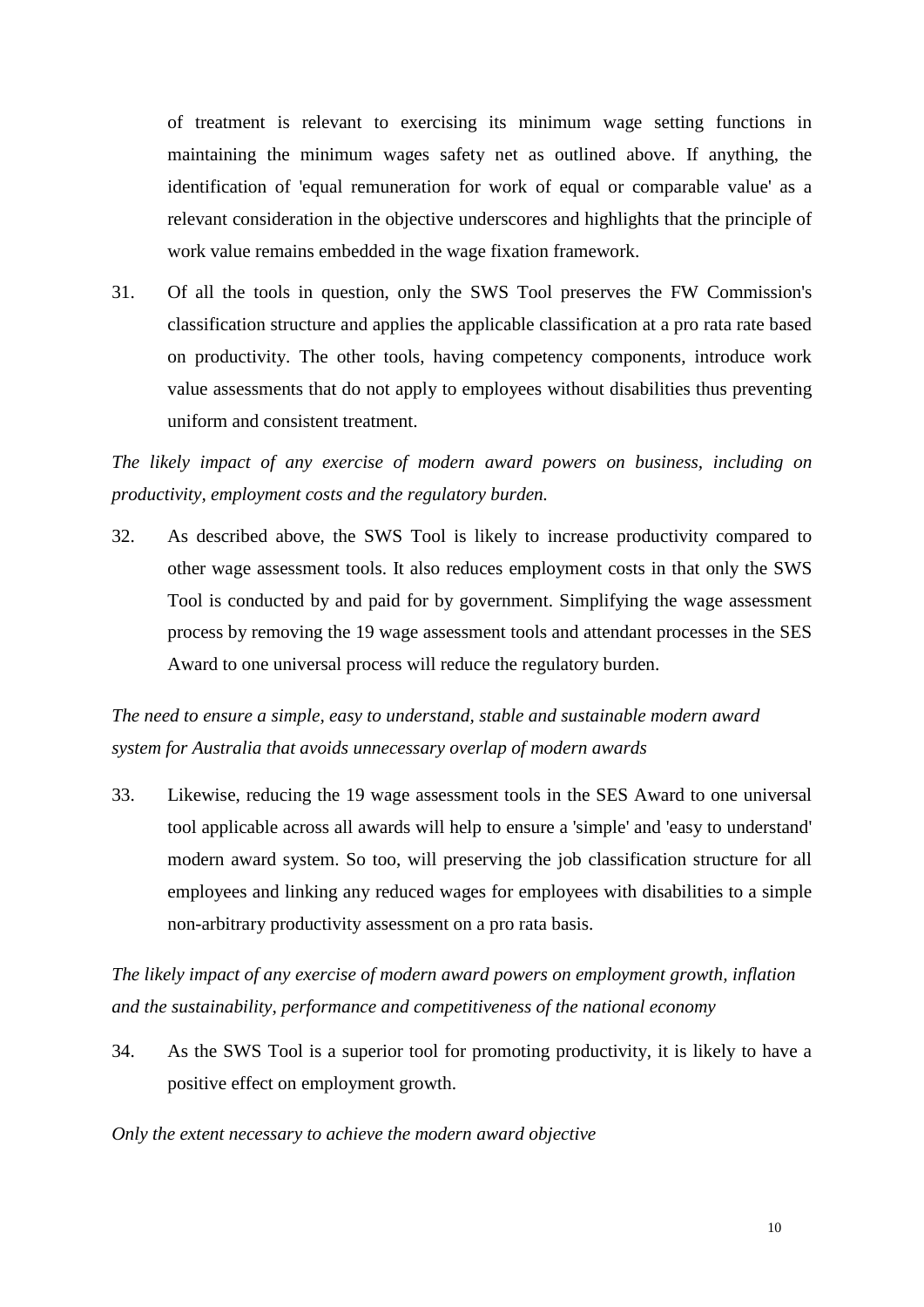of treatment is relevant to exercising its minimum wage setting functions in maintaining the minimum wages safety net as outlined above. If anything, the identification of 'equal remuneration for work of equal or comparable value' as a relevant consideration in the objective underscores and highlights that the principle of work value remains embedded in the wage fixation framework.

31. Of all the tools in question, only the SWS Tool preserves the FW Commission's classification structure and applies the applicable classification at a pro rata rate based on productivity. The other tools, having competency components, introduce work value assessments that do not apply to employees without disabilities thus preventing uniform and consistent treatment.

*The likely impact of any exercise of modern award powers on business, including on productivity, employment costs and the regulatory burden.*

32. As described above, the SWS Tool is likely to increase productivity compared to other wage assessment tools. It also reduces employment costs in that only the SWS Tool is conducted by and paid for by government. Simplifying the wage assessment process by removing the 19 wage assessment tools and attendant processes in the SES Award to one universal process will reduce the regulatory burden.

*The need to ensure a simple, easy to understand, stable and sustainable modern award system for Australia that avoids unnecessary overlap of modern awards*

33. Likewise, reducing the 19 wage assessment tools in the SES Award to one universal tool applicable across all awards will help to ensure a 'simple' and 'easy to understand' modern award system. So too, will preserving the job classification structure for all employees and linking any reduced wages for employees with disabilities to a simple non-arbitrary productivity assessment on a pro rata basis.

*The likely impact of any exercise of modern award powers on employment growth, inflation and the sustainability, performance and competitiveness of the national economy*

34. As the SWS Tool is a superior tool for promoting productivity, it is likely to have a positive effect on employment growth.

*Only the extent necessary to achieve the modern award objective*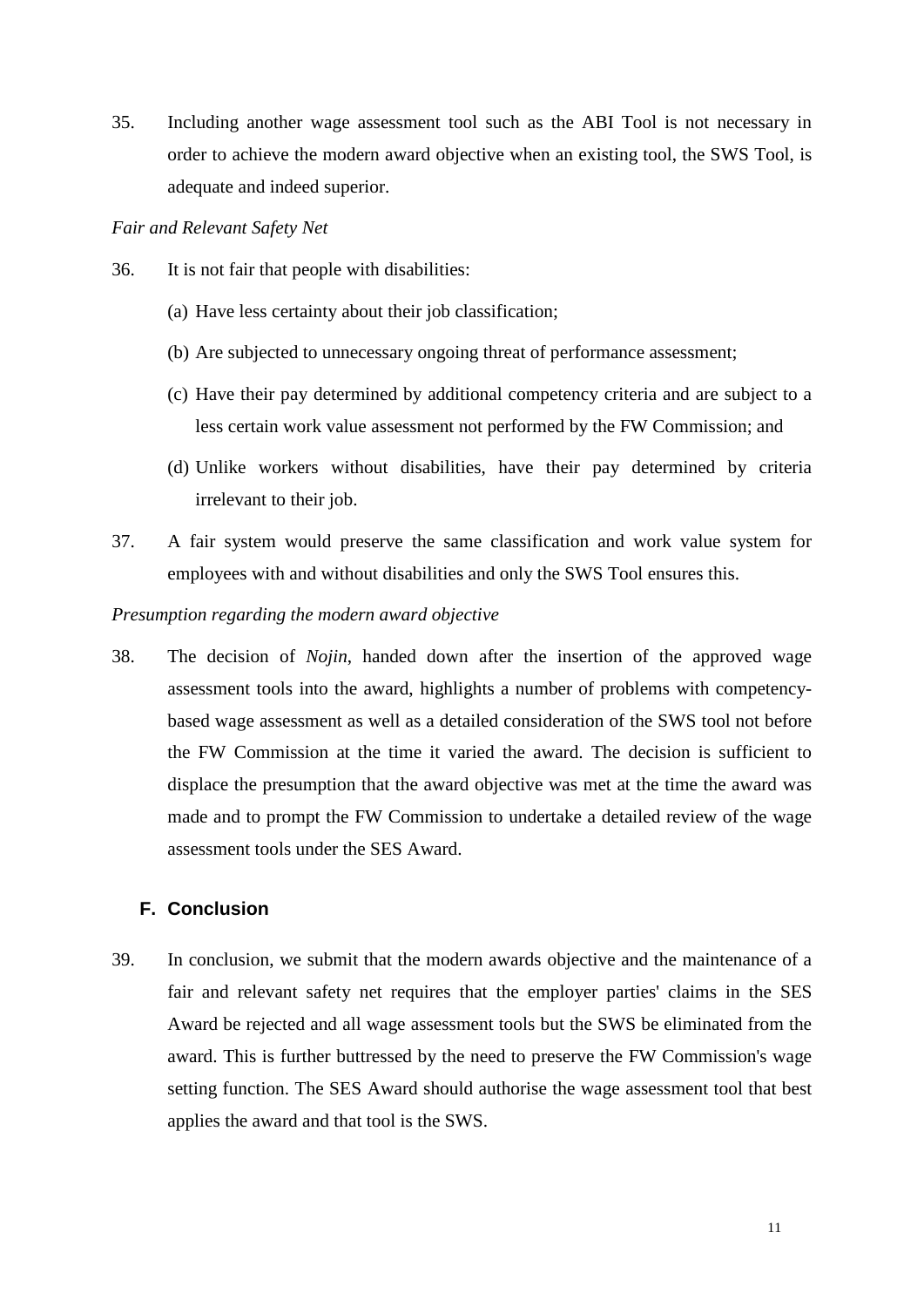35. Including another wage assessment tool such as the ABI Tool is not necessary in order to achieve the modern award objective when an existing tool, the SWS Tool, is adequate and indeed superior.

*Fair and Relevant Safety Net*

36. It is not fair that people with disabilities:

    (a) Have less certainty about their job classification;

    (b) Are subjected to unnecessary ongoing threat of performance assessment;

    (c) Have their pay determined by additional competency criteria and are subject to a less certain work value assessment not performed by the FW Commission; and

    (d) Unlike workers without disabilities, have their pay determined by criteria irrelevant to their job.

37. A fair system would preserve the same classification and work value system for employees with and without disabilities and only the SWS Tool ensures this.

*Presumption regarding the modern award objective*

38. The decision of *Nojin*, handed down after the insertion of the approved wage assessment tools into the award, highlights a number of problems with competency-based wage assessment as well as a detailed consideration of the SWS tool not before the FW Commission at the time it varied the award. The decision is sufficient to displace the presumption that the award objective was met at the time the award was made and to prompt the FW Commission to undertake a detailed review of the wage assessment tools under the SES Award.

## F. Conclusion

39. In conclusion, we submit that the modern awards objective and the maintenance of a fair and relevant safety net requires that the employer parties' claims in the SES Award be rejected and all wage assessment tools but the SWS be eliminated from the award. This is further buttressed by the need to preserve the FW Commission's wage setting function. The SES Award should authorise the wage assessment tool that best applies the award and that tool is the SWS.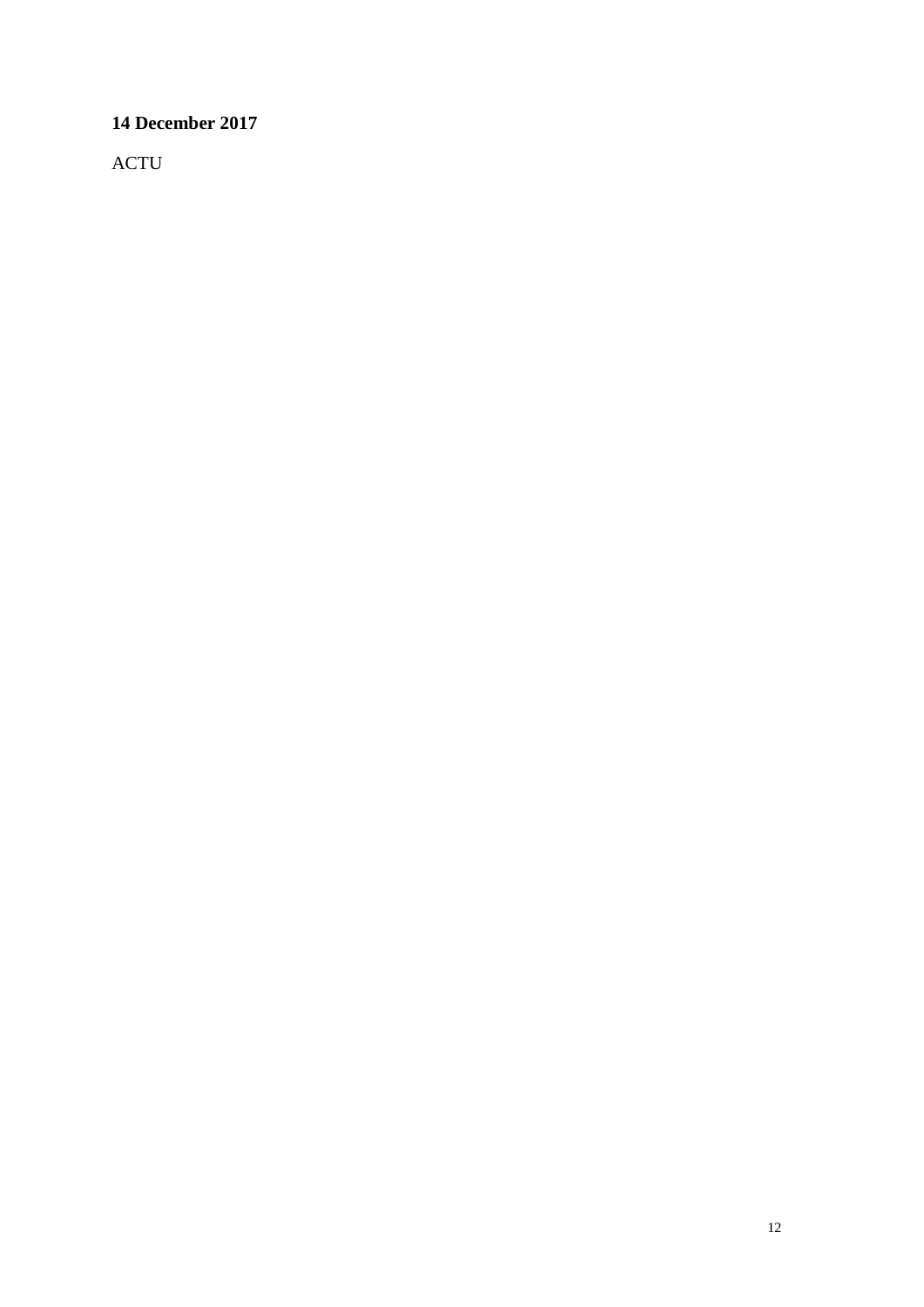**14 December 2017**

ACTU